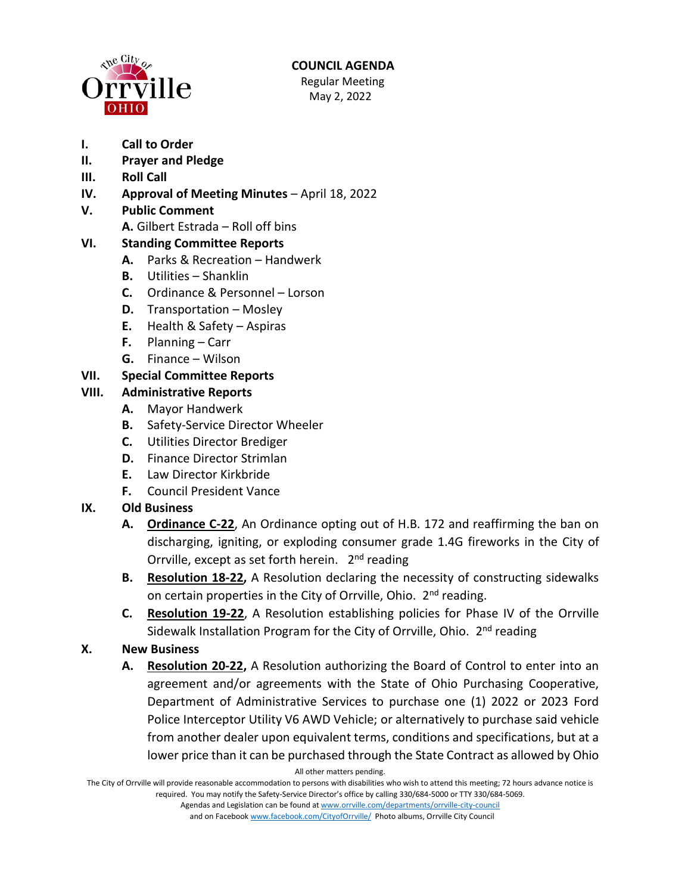# COUNCIL AGENDA

Regular Meeting
May 2, 2022

- **I. Call to Order**
- **II. Prayer and Pledge**
- **III. Roll Call**
- **IV. Approval of Meeting Minutes** – April 18, 2022
- **V. Public Comment**
  - **A.** Gilbert Estrada – Roll off bins
- **VI. Standing Committee Reports**
  - **A.** Parks & Recreation – Handwerk
  - **B.** Utilities – Shanklin
  - **C.** Ordinance & Personnel – Lorson
  - **D.** Transportation – Mosley
  - **E.** Health & Safety – Aspiras
  - **F.** Planning – Carr
  - **G.** Finance – Wilson
- **VII. Special Committee Reports**
- **VIII. Administrative Reports**
  - **A.** Mayor Handwerk
  - **B.** Safety-Service Director Wheeler
  - **C.** Utilities Director Brediger
  - **D.** Finance Director Strimlan
  - **E.** Law Director Kirkbride
  - **F.** Council President Vance
- **IX. Old Business**
  - **A.** **Ordinance C-22**, An Ordinance opting out of H.B. 172 and reaffirming the ban on discharging, igniting, or exploding consumer grade 1.4G fireworks in the City of Orrville, except as set forth herein. 2nd reading
  - **B.** **Resolution 18-22,** A Resolution declaring the necessity of constructing sidewalks on certain properties in the City of Orrville, Ohio. 2nd reading.
  - **C.** **Resolution 19-22**, A Resolution establishing policies for Phase IV of the Orrville Sidewalk Installation Program for the City of Orrville, Ohio. 2nd reading
- **X. New Business**
  - **A.** **Resolution 20-22,** A Resolution authorizing the Board of Control to enter into an agreement and/or agreements with the State of Ohio Purchasing Cooperative, Department of Administrative Services to purchase one (1) 2022 or 2023 Ford Police Interceptor Utility V6 AWD Vehicle; or alternatively to purchase said vehicle from another dealer upon equivalent terms, conditions and specifications, but at a lower price than it can be purchased through the State Contract as allowed by Ohio

All other matters pending.

The City of Orrville will provide reasonable accommodation to persons with disabilities who wish to attend this meeting; 72 hours advance notice is required. You may notify the Safety-Service Director's office by calling 330/684-5000 or TTY 330/684-5069.
Agendas and Legislation can be found at www.orrville.com/departments/orrville-city-council
and on Facebook www.facebook.com/CityofOrrville/ Photo albums, Orrville City Council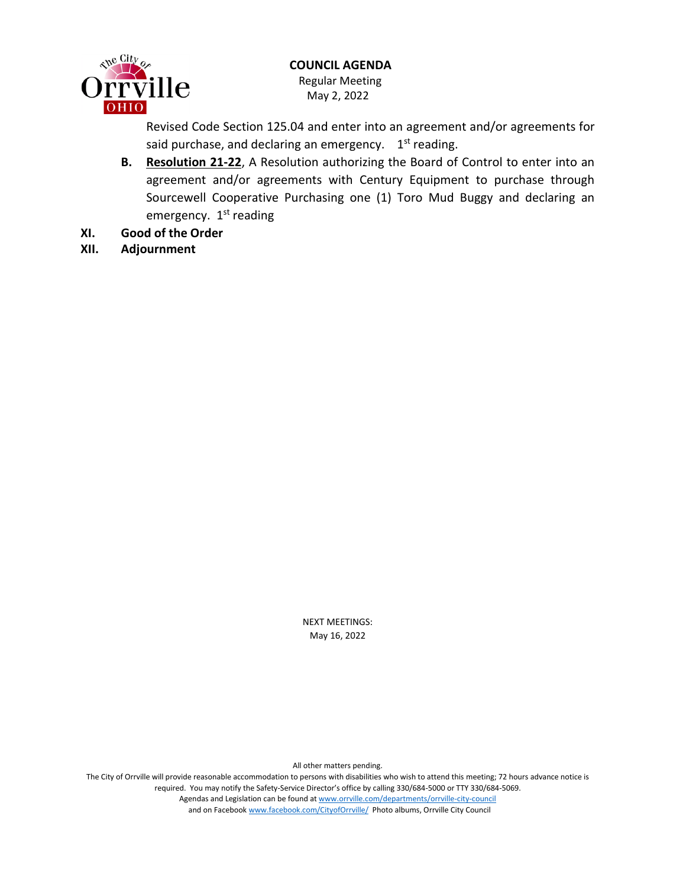Revised Code Section 125.04 and enter into an agreement and/or agreements for said purchase, and declaring an emergency. 1st reading.

- **B.** **Resolution 21-22**, A Resolution authorizing the Board of Control to enter into an agreement and/or agreements with Century Equipment to purchase through Sourcewell Cooperative Purchasing one (1) Toro Mud Buggy and declaring an emergency. 1st reading

**XI. Good of the Order**

**XII. Adjournment**

NEXT MEETINGS:
May 16, 2022

All other matters pending.

The City of Orrville will provide reasonable accommodation to persons with disabilities who wish to attend this meeting; 72 hours advance notice is required. You may notify the Safety-Service Director's office by calling 330/684-5000 or TTY 330/684-5069.
Agendas and Legislation can be found at www.orrville.com/departments/orrville-city-council
and on Facebook www.facebook.com/CityofOrrville/ Photo albums, Orrville City Council